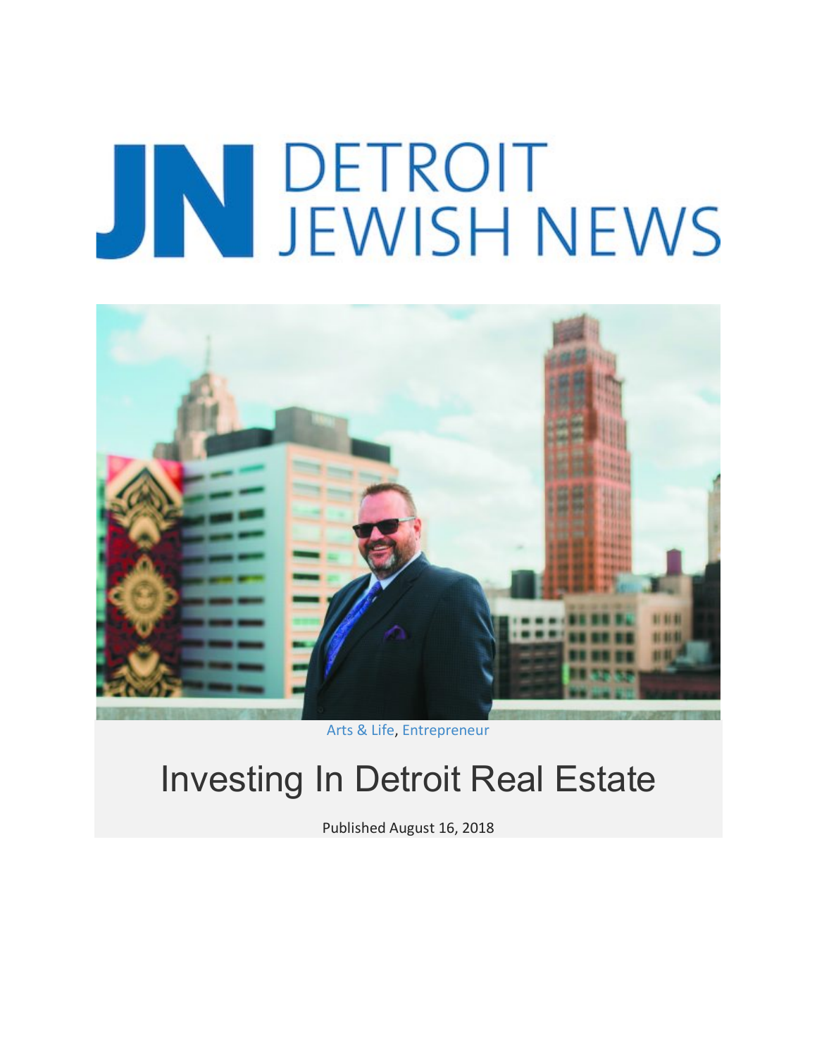# JN DETROIT JEWISH NEWS

Arts & Life, Entrepreneur

## Investing In Detroit Real Estate

Published August 16, 2018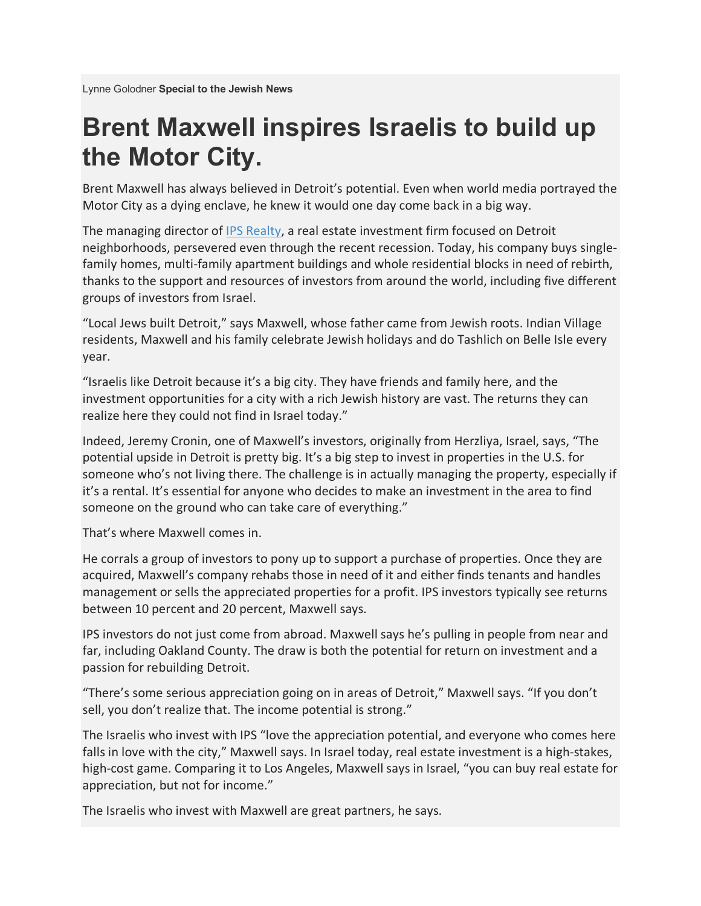Lynne Golodner **Special to the Jewish News**

# Brent Maxwell inspires Israelis to build up the Motor City.

Brent Maxwell has always believed in Detroit's potential. Even when world media portrayed the Motor City as a dying enclave, he knew it would one day come back in a big way.

The managing director of [IPS Realty](), a real estate investment firm focused on Detroit neighborhoods, persevered even through the recent recession. Today, his company buys single-family homes, multi-family apartment buildings and whole residential blocks in need of rebirth, thanks to the support and resources of investors from around the world, including five different groups of investors from Israel.

"Local Jews built Detroit," says Maxwell, whose father came from Jewish roots. Indian Village residents, Maxwell and his family celebrate Jewish holidays and do Tashlich on Belle Isle every year.

"Israelis like Detroit because it's a big city. They have friends and family here, and the investment opportunities for a city with a rich Jewish history are vast. The returns they can realize here they could not find in Israel today."

Indeed, Jeremy Cronin, one of Maxwell's investors, originally from Herzliya, Israel, says, "The potential upside in Detroit is pretty big. It's a big step to invest in properties in the U.S. for someone who's not living there. The challenge is in actually managing the property, especially if it's a rental. It's essential for anyone who decides to make an investment in the area to find someone on the ground who can take care of everything."

That's where Maxwell comes in.

He corrals a group of investors to pony up to support a purchase of properties. Once they are acquired, Maxwell's company rehabs those in need of it and either finds tenants and handles management or sells the appreciated properties for a profit. IPS investors typically see returns between 10 percent and 20 percent, Maxwell says.

IPS investors do not just come from abroad. Maxwell says he's pulling in people from near and far, including Oakland County. The draw is both the potential for return on investment and a passion for rebuilding Detroit.

"There's some serious appreciation going on in areas of Detroit," Maxwell says. "If you don't sell, you don't realize that. The income potential is strong."

The Israelis who invest with IPS "love the appreciation potential, and everyone who comes here falls in love with the city," Maxwell says. In Israel today, real estate investment is a high-stakes, high-cost game. Comparing it to Los Angeles, Maxwell says in Israel, "you can buy real estate for appreciation, but not for income."

The Israelis who invest with Maxwell are great partners, he says.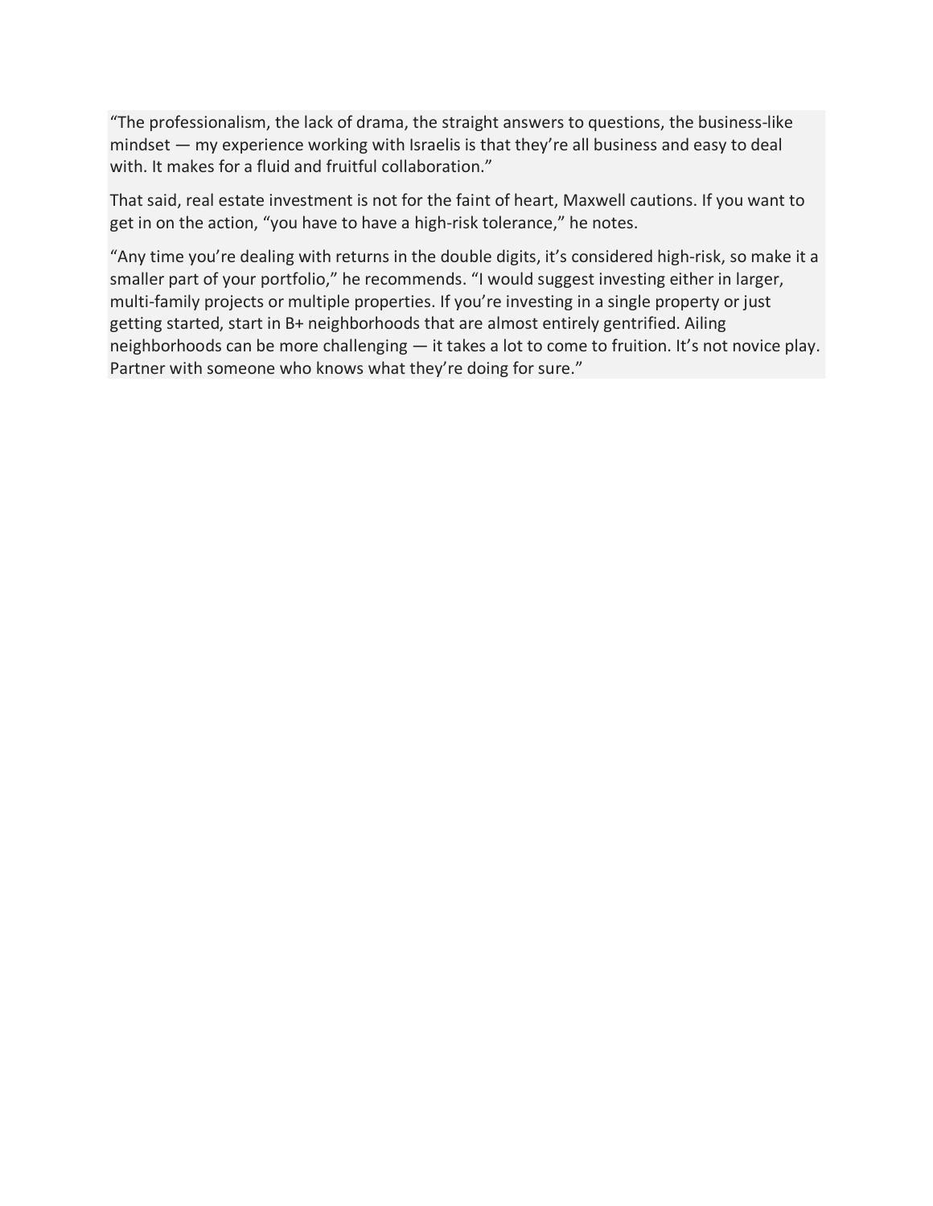"The professionalism, the lack of drama, the straight answers to questions, the business-like mindset — my experience working with Israelis is that they're all business and easy to deal with. It makes for a fluid and fruitful collaboration."

That said, real estate investment is not for the faint of heart, Maxwell cautions. If you want to get in on the action, "you have to have a high-risk tolerance," he notes.

"Any time you're dealing with returns in the double digits, it's considered high-risk, so make it a smaller part of your portfolio," he recommends. "I would suggest investing either in larger, multi-family projects or multiple properties. If you're investing in a single property or just getting started, start in B+ neighborhoods that are almost entirely gentrified. Ailing neighborhoods can be more challenging — it takes a lot to come to fruition. It's not novice play. Partner with someone who knows what they're doing for sure."